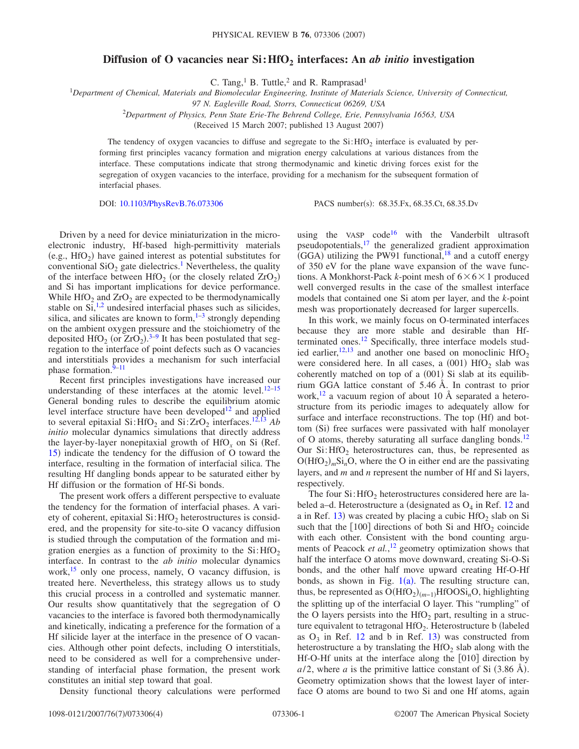# Diffusion of O vacancies near Si:$HfO_2$ interfaces: An *ab initio* investigation

C. Tang,[1] B. Tuttle,[2] and R. Ramprasad[1]

[1]Department of Chemical, Materials and Biomolecular Engineering, Institute of Materials Science, University of Connecticut, 97 N. Eagleville Road, Storrs, Connecticut 06269, USA

[2]Department of Physics, Penn State Erie-The Behrend College, Erie, Pennsylvania 16563, USA

(Received 15 March 2007; published 13 August 2007)

The tendency of oxygen vacancies to diffuse and segregate to the Si:$HfO_2$ interface is evaluated by performing first principles vacancy formation and migration energy calculations at various distances from the interface. These computations indicate that strong thermodynamic and kinetic driving forces exist for the segregation of oxygen vacancies to the interface, providing for a mechanism for the subsequent formation of interfacial phases.

DOI: 10.1103/PhysRevB.76.073306 PACS number(s): 68.35.Fx, 68.35.Ct, 68.35.Dv

Driven by a need for device miniaturization in the microelectronic industry, Hf-based high-permittivity materials (e.g., $HfO_2$) have gained interest as potential substitutes for conventional $SiO_2$ gate dielectrics.[1] Nevertheless, the quality of the interface between $HfO_2$ (or the closely related $ZrO_2$) and Si has important implications for device performance. While $HfO_2$ and $ZrO_2$ are expected to be thermodynamically stable on Si,[1,2] undesired interfacial phases such as silicides, silica, and silicates are known to form,[1–3] strongly depending on the ambient oxygen pressure and the stoichiometry of the deposited $HfO_2$ (or $ZrO_2$).[3–9] It has been postulated that segregation to the interface of point defects such as O vacancies and interstitials provides a mechanism for such interfacial phase formation.[9–11]

Recent first principles investigations have increased our understanding of these interfaces at the atomic level.[12–15] General bonding rules to describe the equilibrium atomic level interface structure have been developed[12] and applied to several epitaxial Si:$HfO_2$ and Si:$ZrO_2$ interfaces.[12,13] *Ab initio* molecular dynamics simulations that directly address the layer-by-layer nonepitaxial growth of $HfO_x$ on Si (Ref. 15) indicate the tendency for the diffusion of O toward the interface, resulting in the formation of interfacial silica. The resulting Hf dangling bonds appear to be saturated either by Hf diffusion or the formation of Hf-Si bonds.

The present work offers a different perspective to evaluate the tendency for the formation of interfacial phases. A variety of coherent, epitaxial Si:$HfO_2$ heterostructures is considered, and the propensity for site-to-site O vacancy diffusion is studied through the computation of the formation and migration energies as a function of proximity to the Si:$HfO_2$ interface. In contrast to the *ab initio* molecular dynamics work,[15] only one process, namely, O vacancy diffusion, is treated here. Nevertheless, this strategy allows us to study this crucial process in a controlled and systematic manner. Our results show quantitatively that the segregation of O vacancies to the interface is favored both thermodynamically and kinetically, indicating a preference for the formation of a Hf silicide layer at the interface in the presence of O vacancies. Although other point defects, including O interstitials, need to be considered as well for a comprehensive understanding of interfacial phase formation, the present work constitutes an initial step toward that goal.

Density functional theory calculations were performed using the VASP code[16] with the Vanderbilt ultrasoft pseudopotentials,[17] the generalized gradient approximation (GGA) utilizing the PW91 functional,[18] and a cutoff energy of 350 eV for the plane wave expansion of the wave functions. A Monkhorst-Pack $k$-point mesh of $6\times6\times1$ produced well converged results in the case of the smallest interface models that contained one Si atom per layer, and the $k$-point mesh was proportionately decreased for larger supercells.

In this work, we mainly focus on O-terminated interfaces because they are more stable and desirable than Hf-terminated ones.[12] Specifically, three interface models studied earlier,[12,13] and another one based on monoclinic $HfO_2$ were considered here. In all cases, a (001) $HfO_2$ slab was coherently matched on top of a (001) Si slab at its equilibrium GGA lattice constant of 5.46 Å. In contrast to prior work,[12] a vacuum region of about 10 Å separated a heterostructure from its periodic images to adequately allow for surface and interface reconstructions. The top (Hf) and bottom (Si) free surfaces were passivated with half monolayer of O atoms, thereby saturating all surface dangling bonds.[12] Our Si:$HfO_2$ heterostructures can, thus, be represented as $O(HfO_2)_mSi_nO$, where the O in either end are the passivating layers, and $m$ and $n$ represent the number of Hf and Si layers, respectively.

The four Si:$HfO_2$ heterostructures considered here are labeled a–d. Heterostructure a (designated as $O_4$ in Ref. 12 and a in Ref. 13) was created by placing a cubic $HfO_2$ slab on Si such that the [100] directions of both Si and $HfO_2$ coincide with each other. Consistent with the bond counting arguments of Peacock *et al.*,[12] geometry optimization shows that half the interface O atoms move downward, creating Si-O-Si bonds, and the other half move upward creating Hf-O-Hf bonds, as shown in Fig. 1(a). The resulting structure can, thus, be represented as $O(HfO_2)_{(m-1)}HfOOSi_nO$, highlighting the splitting up of the interfacial O layer. This "rumpling" of the O layers persists into the $HfO_2$ part, resulting in a structure equivalent to tetragonal $HfO_2$. Heterostructure b (labeled as $O_3$ in Ref. 12 and b in Ref. 13) was constructed from heterostructure a by translating the $HfO_2$ slab along with the Hf-O-Hf units at the interface along the [010] direction by $a/2$, where $a$ is the primitive lattice constant of Si (3.86 Å). Geometry optimization shows that the lowest layer of interface O atoms are bound to two Si and one Hf atoms, again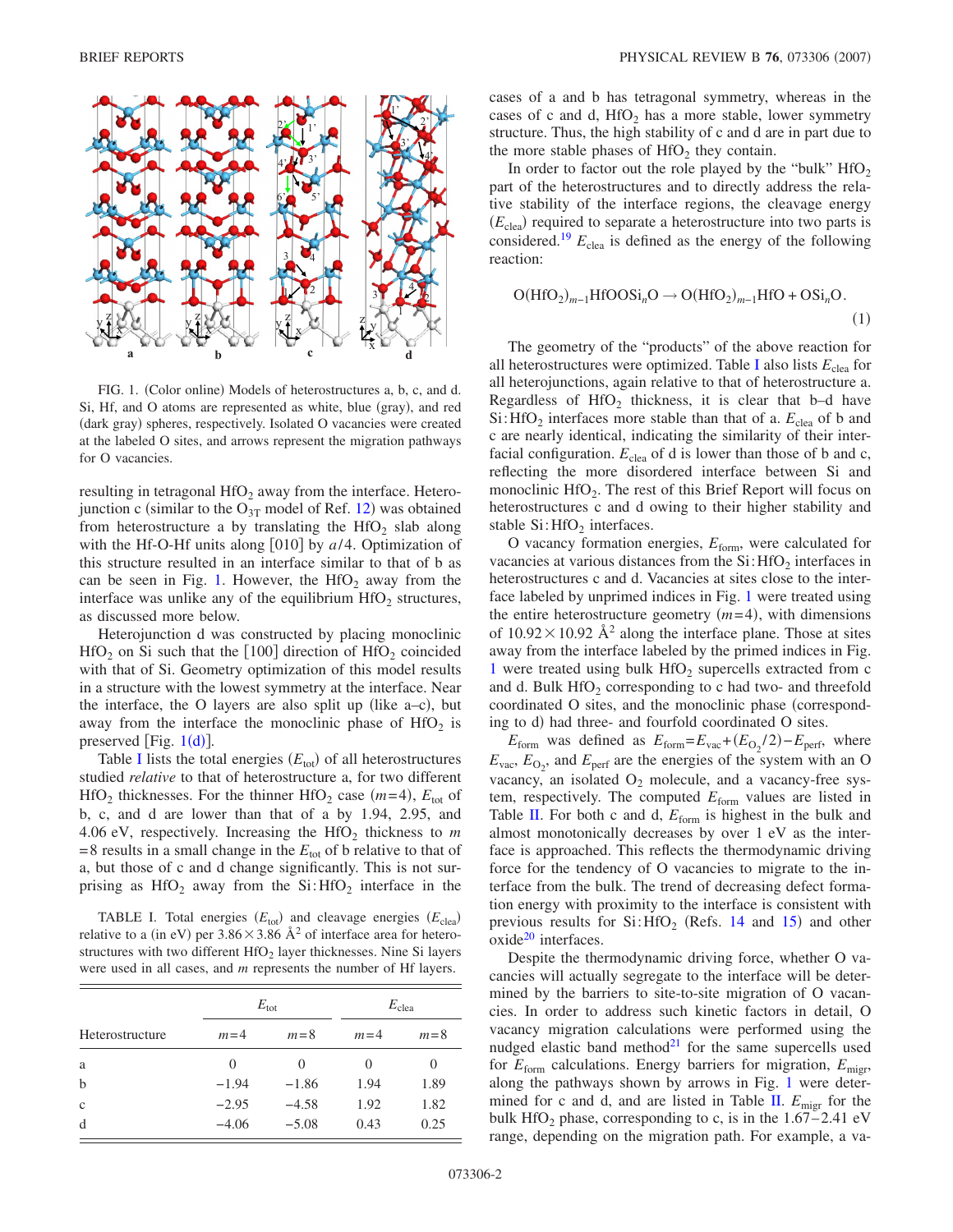FIG. 1. (Color online) Models of heterostructures a, b, c, and d. Si, Hf, and O atoms are represented as white, blue (gray), and red (dark gray) spheres, respectively. Isolated O vacancies were created at the labeled O sites, and arrows represent the migration pathways for O vacancies.

resulting in tetragonal $HfO_2$ away from the interface. Heterojunction c (similar to the $O_{3T}$ model of Ref. 12) was obtained from heterostructure a by translating the $HfO_2$ slab along with the Hf-O-Hf units along [010] by $a/4$. Optimization of this structure resulted in an interface similar to that of b as can be seen in Fig. 1. However, the $HfO_2$ away from the interface was unlike any of the equilibrium $HfO_2$ structures, as discussed more below.

Heterojunction d was constructed by placing monoclinic $HfO_2$ on Si such that the [100] direction of $HfO_2$ coincided with that of Si. Geometry optimization of this model results in a structure with the lowest symmetry at the interface. Near the interface, the O layers are also split up (like a–c), but away from the interface the monoclinic phase of $HfO_2$ is preserved [Fig. 1(d)].

Table I lists the total energies ($E_{tot}$) of all heterostructures studied *relative* to that of heterostructure a, for two different $HfO_2$ thicknesses. For the thinner $HfO_2$ case ($m=4$), $E_{tot}$ of b, c, and d are lower than that of a by 1.94, 2.95, and 4.06 eV, respectively. Increasing the $HfO_2$ thickness to $m=8$ results in a small change in the $E_{tot}$ of b relative to that of a, but those of c and d change significantly. This is not surprising as $HfO_2$ away from the $Si:HfO_2$ interface in the cases of a and b has tetragonal symmetry, whereas in the cases of c and d, $HfO_2$ has a more stable, lower symmetry structure. Thus, the high stability of c and d are in part due to the more stable phases of $HfO_2$ they contain.

TABLE I. Total energies ($E_{tot}$) and cleavage energies ($E_{clea}$) relative to a (in eV) per $3.86\times 3.86$ Å$^2$ of interface area for heterostructures with two different $HfO_2$ layer thicknesses. Nine Si layers were used in all cases, and $m$ represents the number of Hf layers.

| Heterostructure | $E_{tot}$ | | $E_{clea}$ | |
|---|---|---|---|---|
| | $m=4$ | $m=8$ | $m=4$ | $m=8$ |
| a | 0 | 0 | 0 | 0 |
| b | −1.94 | −1.86 | 1.94 | 1.89 |
| c | −2.95 | −4.58 | 1.92 | 1.82 |
| d | −4.06 | −5.08 | 0.43 | 0.25 |

In order to factor out the role played by the "bulk" $HfO_2$ part of the heterostructures and to directly address the relative stability of the interface regions, the cleavage energy ($E_{clea}$) required to separate a heterostructure into two parts is considered.[19] $E_{clea}$ is defined as the energy of the following reaction:

$$O(HfO_2)_{m-1}HfOOSi_nO \rightarrow O(HfO_2)_{m-1}HfO + OSi_nO. \tag{1}$$

The geometry of the "products" of the above reaction for all heterostructures were optimized. Table I also lists $E_{clea}$ for all heterojunctions, again relative to that of heterostructure a. Regardless of $HfO_2$ thickness, it is clear that b–d have $Si:HfO_2$ interfaces more stable than that of a. $E_{clea}$ of b and c are nearly identical, indicating the similarity of their interfacial configuration. $E_{clea}$ of d is lower than those of b and c, reflecting the more disordered interface between Si and monoclinic $HfO_2$. The rest of this Brief Report will focus on heterostructures c and d owing to their higher stability and stable $Si:HfO_2$ interfaces.

O vacancy formation energies, $E_{form}$, were calculated for vacancies at various distances from the $Si:HfO_2$ interfaces in heterostructures c and d. Vacancies at sites close to the interface labeled by unprimed indices in Fig. 1 were treated using the entire heterostructure geometry ($m=4$), with dimensions of $10.92\times 10.92$ Å$^2$ along the interface plane. Those at sites away from the interface labeled by the primed indices in Fig. 1 were treated using bulk $HfO_2$ supercells extracted from c and d. Bulk $HfO_2$ corresponding to c had two- and threefold coordinated O sites, and the monoclinic phase (corresponding to d) had three- and fourfold coordinated O sites.

$E_{form}$ was defined as $E_{form}=E_{vac}+(E_{O_2}/2)-E_{perf}$, where $E_{vac}$, $E_{O_2}$, and $E_{perf}$ are the energies of the system with an O vacancy, an isolated $O_2$ molecule, and a vacancy-free system, respectively. The computed $E_{form}$ values are listed in Table II. For both c and d, $E_{form}$ is highest in the bulk and almost monotonically decreases by over 1 eV as the interface is approached. This reflects the thermodynamic driving force for the tendency of O vacancies to migrate to the interface from the bulk. The trend of decreasing defect formation energy with proximity to the interface is consistent with previous results for $Si:HfO_2$ (Refs. 14 and 15) and other oxide[20] interfaces.

Despite the thermodynamic driving force, whether O vacancies will actually segregate to the interface will be determined by the barriers to site-to-site migration of O vacancies. In order to address such kinetic factors in detail, O vacancy migration calculations were performed using the nudged elastic band method[21] for the same supercells used for $E_{form}$ calculations. Energy barriers for migration, $E_{migr}$, along the pathways shown by arrows in Fig. 1 were determined for c and d, and are listed in Table II. $E_{migr}$ for the bulk $HfO_2$ phase, corresponding to c, is in the 1.67–2.41 eV range, depending on the migration path. For example, a va-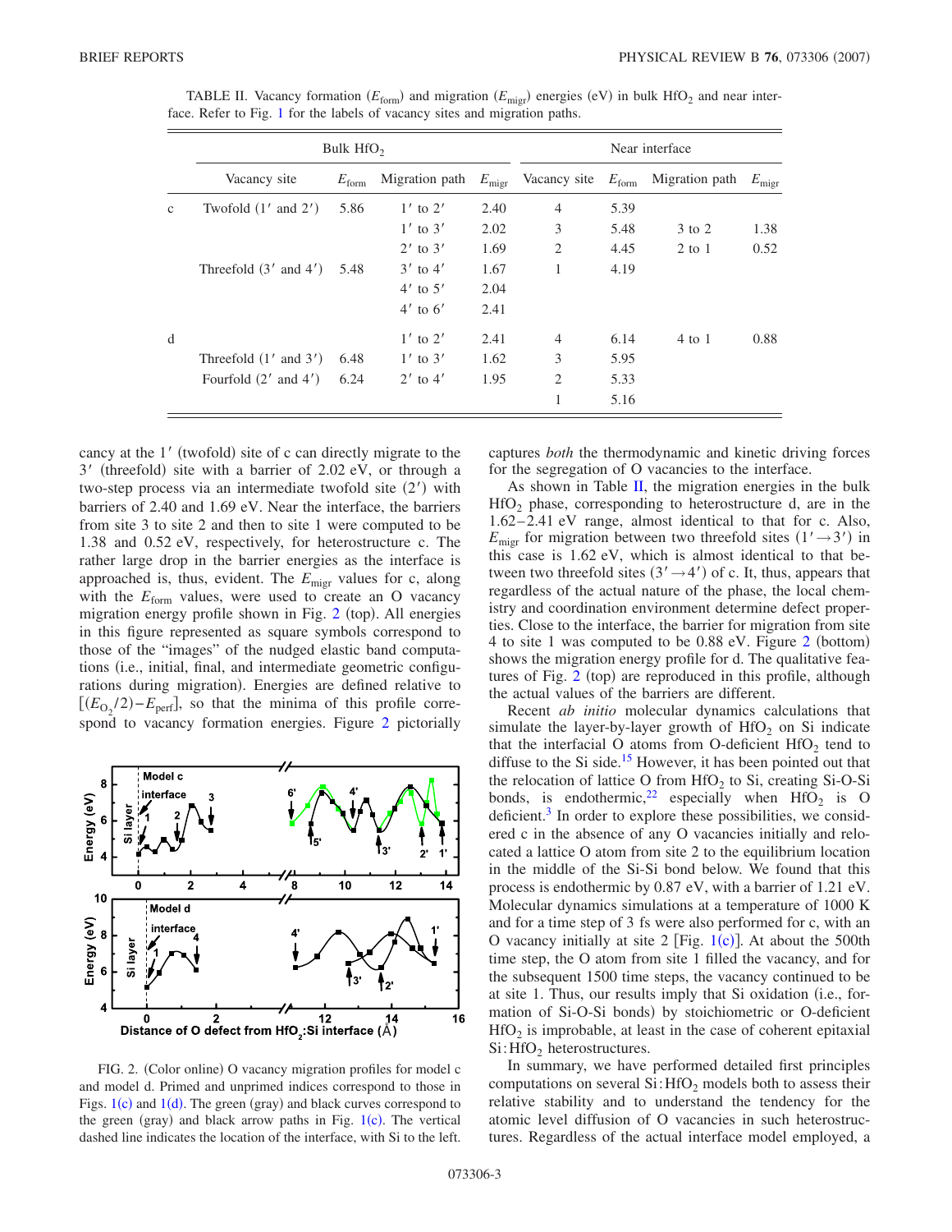TABLE II. Vacancy formation ($E_{\mathrm{form}}$) and migration ($E_{\mathrm{migr}}$) energies (eV) in bulk $HfO_2$ and near interface. Refer to Fig. 1 for the labels of vacancy sites and migration paths.

| | Bulk $HfO_2$ | | | | Near interface | | | |
|---|---|---|---|---|---|---|---|---|
| | Vacancy site | $E_{\mathrm{form}}$ | Migration path | $E_{\mathrm{migr}}$ | Vacancy site | $E_{\mathrm{form}}$ | Migration path | $E_{\mathrm{migr}}$ |
| c | Twofold ($1'$ and $2'$) | 5.86 | $1'$ to $2'$ | 2.40 | 4 | 5.39 | | |
| | | | $1'$ to $3'$ | 2.02 | 3 | 5.48 | 3 to 2 | 1.38 |
| | | | $2'$ to $3'$ | 1.69 | 2 | 4.45 | 2 to 1 | 0.52 |
| | Threefold ($3'$ and $4'$) | 5.48 | $3'$ to $4'$ | 1.67 | 1 | 4.19 | | |
| | | | $4'$ to $5'$ | 2.04 | | | | |
| | | | $4'$ to $6'$ | 2.41 | | | | |
| d | | | $1'$ to $2'$ | 2.41 | 4 | 6.14 | 4 to 1 | 0.88 |
| | Threefold ($1'$ and $3'$) | 6.48 | $1'$ to $3'$ | 1.62 | 3 | 5.95 | | |
| | Fourfold ($2'$ and $4'$) | 6.24 | $2'$ to $4'$ | 1.95 | 2 | 5.33 | | |
| | | | | | 1 | 5.16 | | |

cancy at the $1'$ (twofold) site of c can directly migrate to the $3'$ (threefold) site with a barrier of 2.02 eV, or through a two-step process via an intermediate twofold site ($2'$) with barriers of 2.40 and 1.69 eV. Near the interface, the barriers from site 3 to site 2 and then to site 1 were computed to be 1.38 and 0.52 eV, respectively, for heterostructure c. The rather large drop in the barrier energies as the interface is approached is, thus, evident. The $E_{\mathrm{migr}}$ values for c, along with the $E_{\mathrm{form}}$ values, were used to create an O vacancy migration energy profile shown in Fig. 2 (top). All energies in this figure represented as square symbols correspond to those of the "images" of the nudged elastic band computations (i.e., initial, final, and intermediate geometric configurations during migration). Energies are defined relative to $[(E_{O_2}/2)-E_{\mathrm{perf}}]$, so that the minima of this profile correspond to vacancy formation energies. Figure 2 pictorially captures *both* the thermodynamic and kinetic driving forces for the segregation of O vacancies to the interface.

FIG. 2. (Color online) O vacancy migration profiles for model c and model d. Primed and unprimed indices correspond to those in Figs. 1(c) and 1(d). The green (gray) and black curves correspond to the green (gray) and black arrow paths in Fig. 1(c). The vertical dashed line indicates the location of the interface, with Si to the left.

As shown in Table II, the migration energies in the bulk $HfO_2$ phase, corresponding to heterostructure d, are in the 1.62–2.41 eV range, almost identical to that for c. Also, $E_{\mathrm{migr}}$ for migration between two threefold sites ($1'\rightarrow 3'$) in this case is 1.62 eV, which is almost identical to that between two threefold sites ($3'\rightarrow 4'$) of c. It, thus, appears that regardless of the actual nature of the phase, the local chemistry and coordination environment determine defect properties. Close to the interface, the barrier for migration from site 4 to site 1 was computed to be 0.88 eV. Figure 2 (bottom) shows the migration energy profile for d. The qualitative features of Fig. 2 (top) are reproduced in this profile, although the actual values of the barriers are different.

Recent *ab initio* molecular dynamics calculations that simulate the layer-by-layer growth of $HfO_2$ on Si indicate that the interfacial O atoms from O-deficient $HfO_2$ tend to diffuse to the Si side.[15] However, it has been pointed out that the relocation of lattice O from $HfO_2$ to Si, creating Si-O-Si bonds, is endothermic,[22] especially when $HfO_2$ is O deficient.[3] In order to explore these possibilities, we considered c in the absence of any O vacancies initially and relocated a lattice O atom from site 2 to the equilibrium location in the middle of the Si-Si bond below. We found that this process is endothermic by 0.87 eV, with a barrier of 1.21 eV. Molecular dynamics simulations at a temperature of 1000 K and for a time step of 3 fs were also performed for c, with an O vacancy initially at site 2 [Fig. 1(c)]. At about the 500th time step, the O atom from site 1 filled the vacancy, and for the subsequent 1500 time steps, the vacancy continued to be at site 1. Thus, our results imply that Si oxidation (i.e., formation of Si-O-Si bonds) by stoichiometric or O-deficient $HfO_2$ is improbable, at least in the case of coherent epitaxial Si:$HfO_2$ heterostructures.

In summary, we have performed detailed first principles computations on several Si:$HfO_2$ models both to assess their relative stability and to understand the tendency for the atomic level diffusion of O vacancies in such heterostructures. Regardless of the actual interface model employed, a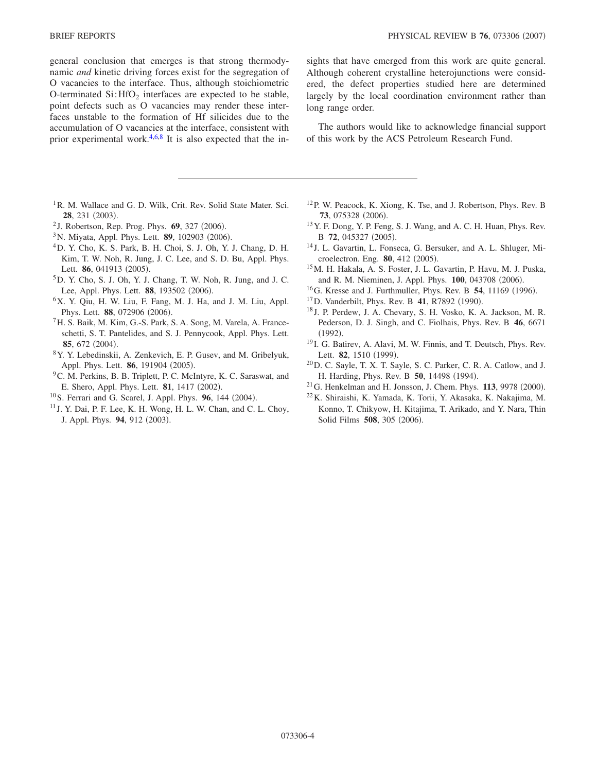general conclusion that emerges is that strong thermodynamic *and* kinetic driving forces exist for the segregation of O vacancies to the interface. Thus, although stoichiometric O-terminated $Si:HfO_2$ interfaces are expected to be stable, point defects such as O vacancies may render these interfaces unstable to the formation of Hf silicides due to the accumulation of O vacancies at the interface, consistent with prior experimental work.[4,6,8] It is also expected that the insights that have emerged from this work are quite general. Although coherent crystalline heterojunctions were considered, the defect properties studied here are determined largely by the local coordination environment rather than long range order.

The authors would like to acknowledge financial support of this work by the ACS Petroleum Research Fund.

---

[1] R. M. Wallace and G. D. Wilk, Crit. Rev. Solid State Mater. Sci. **28**, 231 (2003).

[2] J. Robertson, Rep. Prog. Phys. **69**, 327 (2006).

[3] N. Miyata, Appl. Phys. Lett. **89**, 102903 (2006).

[4] D. Y. Cho, K. S. Park, B. H. Choi, S. J. Oh, Y. J. Chang, D. H. Kim, T. W. Noh, R. Jung, J. C. Lee, and S. D. Bu, Appl. Phys. Lett. **86**, 041913 (2005).

[5] D. Y. Cho, S. J. Oh, Y. J. Chang, T. W. Noh, R. Jung, and J. C. Lee, Appl. Phys. Lett. **88**, 193502 (2006).

[6] X. Y. Qiu, H. W. Liu, F. Fang, M. J. Ha, and J. M. Liu, Appl. Phys. Lett. **88**, 072906 (2006).

[7] H. S. Baik, M. Kim, G.-S. Park, S. A. Song, M. Varela, A. Franceschetti, S. T. Pantelides, and S. J. Pennycook, Appl. Phys. Lett. **85**, 672 (2004).

[8] Y. Y. Lebedinskii, A. Zenkevich, E. P. Gusev, and M. Gribelyuk, Appl. Phys. Lett. **86**, 191904 (2005).

[9] C. M. Perkins, B. B. Triplett, P. C. McIntyre, K. C. Saraswat, and E. Shero, Appl. Phys. Lett. **81**, 1417 (2002).

[10] S. Ferrari and G. Scarel, J. Appl. Phys. **96**, 144 (2004).

[11] J. Y. Dai, P. F. Lee, K. H. Wong, H. L. W. Chan, and C. L. Choy, J. Appl. Phys. **94**, 912 (2003).

[12] P. W. Peacock, K. Xiong, K. Tse, and J. Robertson, Phys. Rev. B **73**, 075328 (2006).

[13] Y. F. Dong, Y. P. Feng, S. J. Wang, and A. C. H. Huan, Phys. Rev. B **72**, 045327 (2005).

[14] J. L. Gavartin, L. Fonseca, G. Bersuker, and A. L. Shluger, Microelectron. Eng. **80**, 412 (2005).

[15] M. H. Hakala, A. S. Foster, J. L. Gavartin, P. Havu, M. J. Puska, and R. M. Nieminen, J. Appl. Phys. **100**, 043708 (2006).

[16] G. Kresse and J. Furthmuller, Phys. Rev. B **54**, 11169 (1996).

[17] D. Vanderbilt, Phys. Rev. B **41**, R7892 (1990).

[18] J. P. Perdew, J. A. Chevary, S. H. Vosko, K. A. Jackson, M. R. Pederson, D. J. Singh, and C. Fiolhais, Phys. Rev. B **46**, 6671 (1992).

[19] I. G. Batirev, A. Alavi, M. W. Finnis, and T. Deutsch, Phys. Rev. Lett. **82**, 1510 (1999).

[20] D. C. Sayle, T. X. T. Sayle, S. C. Parker, C. R. A. Catlow, and J. H. Harding, Phys. Rev. B **50**, 14498 (1994).

[21] G. Henkelman and H. Jonsson, J. Chem. Phys. **113**, 9978 (2000).

[22] K. Shiraishi, K. Yamada, K. Torii, Y. Akasaka, K. Nakajima, M. Konno, T. Chikyow, H. Kitajima, T. Arikado, and Y. Nara, Thin Solid Films **508**, 305 (2006).